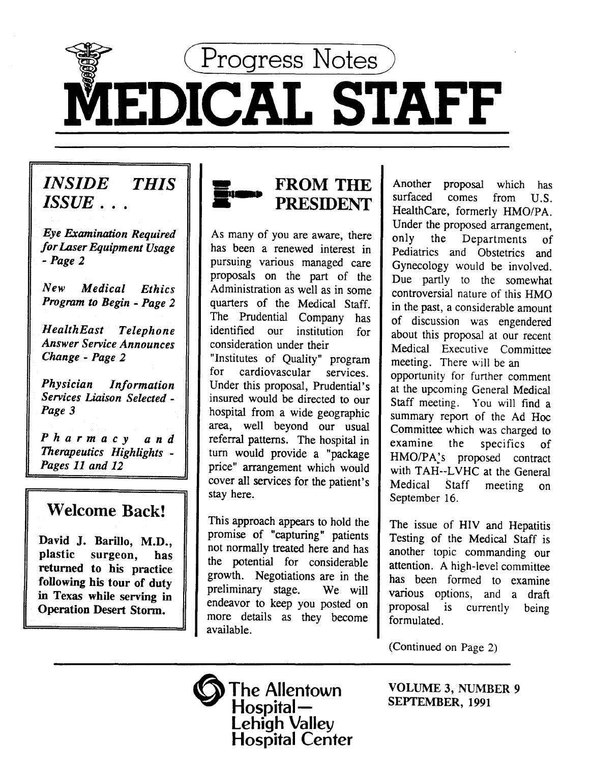# Progress Notes

# MEDICAL STAFF

## INSIDE THIS ISSUE . . .

*Eye Examination Required for Laser Equipment Usage - Page 2*

*New Medical Ethics Program to Begin - Page 2*

*HealthEast Telephone Answer Service Announces Change - Page 2*

*Physician Information Services Liaison Selected - Page 3*

*Pharmacy and Therapeutics Highlights - Pages 11 and 12*

## Welcome Back!

**David J. Barillo, M.D., plastic surgeon, has returned to his practice following his tour of duty in Texas while serving in Operation Desert Storm.**

## FROM THE PRESIDENT

As many of you are aware, there has been a renewed interest in pursuing various managed care proposals on the part of the Administration as well as in some quarters of the Medical Staff. The Prudential Company has identified our institution for consideration under their "Institutes of Quality" program for cardiovascular services. Under this proposal, Prudential's insured would be directed to our hospital from a wide geographic area, well beyond our usual referral patterns. The hospital in turn would provide a "package price" arrangement which would cover all services for the patient's stay here.

This approach appears to hold the promise of "capturing" patients not normally treated here and has the potential for considerable growth. Negotiations are in the preliminary stage. We will endeavor to keep you posted on more details as they become available.

Another proposal which has surfaced comes from U.S. HealthCare, formerly HMO/PA. Under the proposed arrangement, only the Departments of Pediatrics and Obstetrics and Gynecology would be involved. Due partly to the somewhat controversial nature of this HMO in the past, a considerable amount of discussion was engendered about this proposal at our recent Medical Executive Committee meeting. There will be an opportunity for further comment at the upcoming General Medical Staff meeting. You will find a summary report of the Ad Hoc Committee which was charged to examine the specifics of HMO/PA's proposed contract with TAH--LVHC at the General Medical Staff meeting on September 16.

The issue of HIV and Hepatitis Testing of the Medical Staff is another topic commanding our attention. A high-level committee has been formed to examine various options, and a draft proposal is currently being formulated.

(Continued on Page 2)

The Allentown Hospital—Lehigh Valley Hospital Center

VOLUME 3, NUMBER 9
SEPTEMBER, 1991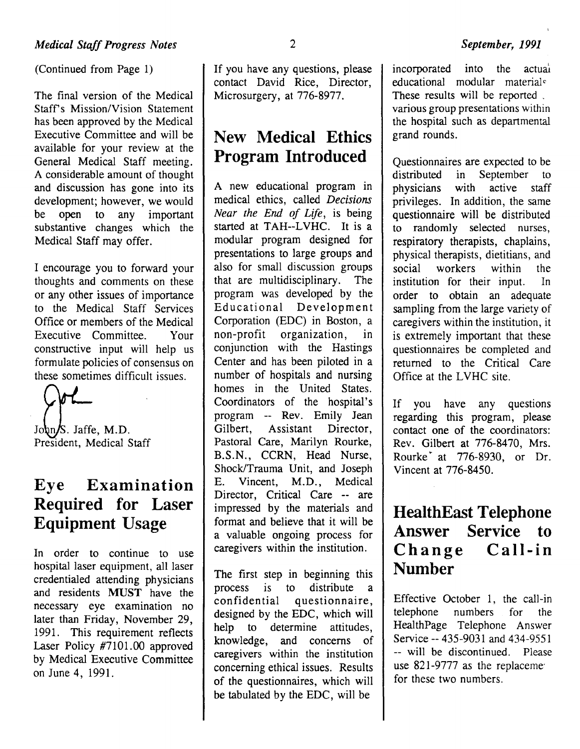(Continued from Page 1)

The final version of the Medical Staff's Mission/Vision Statement has been approved by the Medical Executive Committee and will be available for your review at the General Medical Staff meeting. A considerable amount of thought and discussion has gone into its development; however, we would be open to any important substantive changes which the Medical Staff may offer.

I encourage you to forward your thoughts and comments on these or any other issues of importance to the Medical Staff Services Office or members of the Medical Executive Committee. Your constructive input will help us formulate policies of consensus on these sometimes difficult issues.

John S. Jaffe, M.D.
President, Medical Staff

## Eye Examination Required for Laser Equipment Usage

In order to continue to use hospital laser equipment, all laser credentialed attending physicians and residents **MUST** have the necessary eye examination no later than Friday, November 29, 1991. This requirement reflects Laser Policy #7101.00 approved by Medical Executive Committee on June 4, 1991.

If you have any questions, please contact David Rice, Director, Microsurgery, at 776-8977.

## New Medical Ethics Program Introduced

A new educational program in medical ethics, called *Decisions Near the End of Life*, is being started at TAH--LVHC. It is a modular program designed for presentations to large groups and also for small discussion groups that are multidisciplinary. The program was developed by the Educational Development Corporation (EDC) in Boston, a non-profit organization, in conjunction with the Hastings Center and has been piloted in a number of hospitals and nursing homes in the United States. Coordinators of the hospital's program -- Rev. Emily Jean Gilbert, Assistant Director, Pastoral Care, Marilyn Rourke, B.S.N., CCRN, Head Nurse, Shock/Trauma Unit, and Joseph E. Vincent, M.D., Medical Director, Critical Care -- are impressed by the materials and format and believe that it will be a valuable ongoing process for caregivers within the institution.

The first step in beginning this process is to distribute a confidential questionnaire, designed by the EDC, which will help to determine attitudes, knowledge, and concerns of caregivers within the institution concerning ethical issues. Results of the questionnaires, which will be tabulated by the EDC, will be incorporated into the actual educational modular materials. These results will be reported . various group presentations within the hospital such as departmental grand rounds.

Questionnaires are expected to be distributed in September to physicians with active staff privileges. In addition, the same questionnaire will be distributed to randomly selected nurses, respiratory therapists, chaplains, physical therapists, dietitians, and social workers within the institution for their input. In order to obtain an adequate sampling from the large variety of caregivers within the institution, it is extremely important that these questionnaires be completed and returned to the Critical Care Office at the LVHC site.

If you have any questions regarding this program, please contact one of the coordinators: Rev. Gilbert at 776-8470, Mrs. Rourke at 776-8930, or Dr. Vincent at 776-8450.

## HealthEast Telephone Answer Service to Change Call-in Number

Effective October 1, the call-in telephone numbers for the HealthPage Telephone Answer Service -- 435-9031 and 434-9551 -- will be discontinued. Please use 821-9777 as the replacement for these two numbers.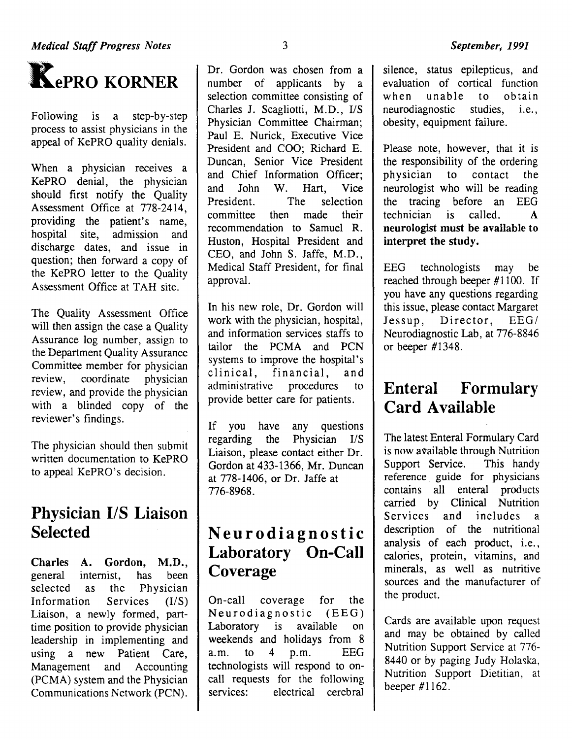# KePRO KORNER

Following is a step-by-step process to assist physicians in the appeal of KePRO quality denials.

When a physician receives a KePRO denial, the physician should first notify the Quality Assessment Office at 778-2414, providing the patient's name, hospital site, admission and discharge dates, and issue in question; then forward a copy of the KePRO letter to the Quality Assessment Office at TAH site.

The Quality Assessment Office will then assign the case a Quality Assurance log number, assign to the Department Quality Assurance Committee member for physician review, coordinate physician review, and provide the physician with a blinded copy of the reviewer's findings.

The physician should then submit written documentation to KePRO to appeal KePRO's decision.

# Physician I/S Liaison Selected

**Charles A. Gordon, M.D.,** general internist, has been selected as the Physician Information Services (I/S) Liaison, a newly formed, part-time position to provide physician leadership in implementing and using a new Patient Care, Management and Accounting (PCMA) system and the Physician Communications Network (PCN).

Dr. Gordon was chosen from a number of applicants by a selection committee consisting of Charles J. Scagliotti, M.D., I/S Physician Committee Chairman; Paul E. Nurick, Executive Vice President and COO; Richard E. Duncan, Senior Vice President and Chief Information Officer; and John W. Hart, Vice President. The selection committee then made their recommendation to Samuel R. Huston, Hospital President and CEO, and John S. Jaffe, M.D., Medical Staff President, for final approval.

In his new role, Dr. Gordon will work with the physician, hospital, and information services staffs to tailor the PCMA and PCN systems to improve the hospital's clinical, financial, and administrative procedures to provide better care for patients.

If you have any questions regarding the Physician I/S Liaison, please contact either Dr. Gordon at 433-1366, Mr. Duncan at 778-1406, or Dr. Jaffe at 776-8968.

# Neurodiagnostic Laboratory On-Call Coverage

On-call coverage for the Neurodiagnostic (EEG) Laboratory is available on weekends and holidays from 8 a.m. to 4 p.m. EEG technologists will respond to on-call requests for the following services: electrical cerebral silence, status epilepticus, and evaluation of cortical function when unable to obtain neurodiagnostic studies, i.e., obesity, equipment failure.

Please note, however, that it is the responsibility of the ordering physician to contact the neurologist who will be reading the tracing before an EEG technician is called. **A neurologist must be available to interpret the study.**

EEG technologists may be reached through beeper #1100. If you have any questions regarding this issue, please contact Margaret Jessup, Director, EEG/Neurodiagnostic Lab, at 776-8846 or beeper #1348.

# Enteral Formulary Card Available

The latest Enteral Formulary Card is now available through Nutrition Support Service. This handy reference guide for physicians contains all enteral products carried by Clinical Nutrition Services and includes a description of the nutritional analysis of each product, i.e., calories, protein, vitamins, and minerals, as well as nutritive sources and the manufacturer of the product.

Cards are available upon request and may be obtained by called Nutrition Support Service at 776-8440 or by paging Judy Holaska, Nutrition Support Dietitian, at beeper #1162.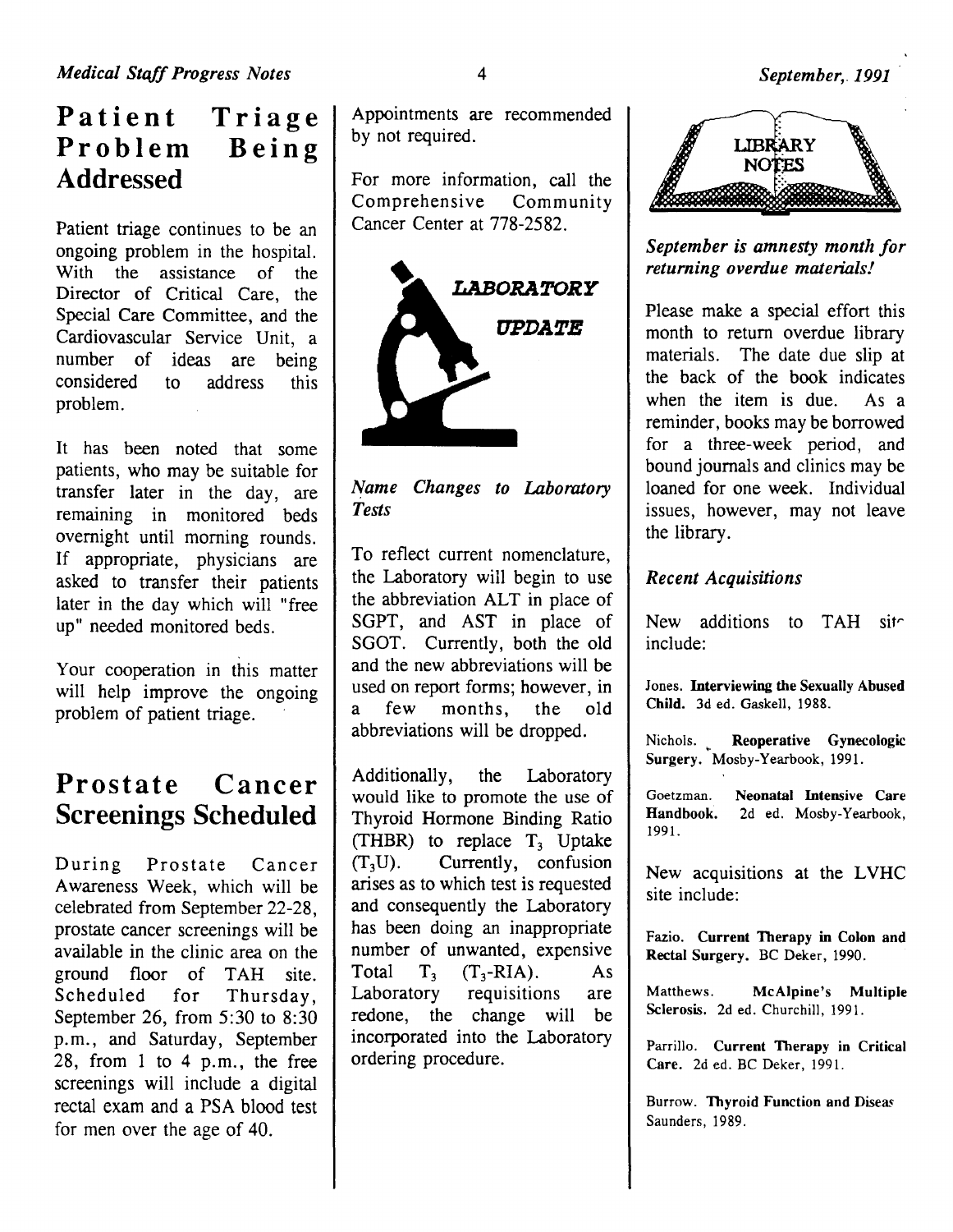## Patient Triage Problem Being Addressed

Patient triage continues to be an ongoing problem in the hospital. With the assistance of the Director of Critical Care, the Special Care Committee, and the Cardiovascular Service Unit, a number of ideas are being considered to address this problem.

It has been noted that some patients, who may be suitable for transfer later in the day, are remaining in monitored beds overnight until morning rounds. If appropriate, physicians are asked to transfer their patients later in the day which will "free up" needed monitored beds.

Your cooperation in this matter will help improve the ongoing problem of patient triage.

## Prostate Cancer Screenings Scheduled

During Prostate Cancer Awareness Week, which will be celebrated from September 22-28, prostate cancer screenings will be available in the clinic area on the ground floor of TAH site. Scheduled for Thursday, September 26, from 5:30 to 8:30 p.m., and Saturday, September 28, from 1 to 4 p.m., the free screenings will include a digital rectal exam and a PSA blood test for men over the age of 40.

Appointments are recommended by not required.

For more information, call the Comprehensive Community Cancer Center at 778-2582.

## LABORATORY UPDATE

### *Name Changes to Laboratory Tests*

To reflect current nomenclature, the Laboratory will begin to use the abbreviation ALT in place of SGPT, and AST in place of SGOT. Currently, both the old and the new abbreviations will be used on report forms; however, in a few months, the old abbreviations will be dropped.

Additionally, the Laboratory would like to promote the use of Thyroid Hormone Binding Ratio (THBR) to replace $T_3$ Uptake ($T_3U$). Currently, confusion arises as to which test is requested and consequently the Laboratory has been doing an inappropriate number of unwanted, expensive Total $T_3$ ($T_3$-RIA). As Laboratory requisitions are redone, the change will be incorporated into the Laboratory ordering procedure.

## LIBRARY NOTES

***September is amnesty month for returning overdue materials!***

Please make a special effort this month to return overdue library materials. The date due slip at the back of the book indicates when the item is due. As a reminder, books may be borrowed for a three-week period, and bound journals and clinics may be loaned for one week. Individual issues, however, may not leave the library.

### *Recent Acquisitions*

New additions to TAH site include:

Jones. **Interviewing the Sexually Abused Child.** 3d ed. Gaskell, 1988.

Nichols. **Reoperative Gynecologic Surgery.** Mosby-Yearbook, 1991.

Goetzman. **Neonatal Intensive Care Handbook.** 2d ed. Mosby-Yearbook, 1991.

New acquisitions at the LVHC site include:

Fazio. **Current Therapy in Colon and Rectal Surgery.** BC Deker, 1990.

Matthews. **McAlpine's Multiple Sclerosis.** 2d ed. Churchill, 1991.

Parrillo. **Current Therapy in Critical Care.** 2d ed. BC Deker, 1991.

Burrow. **Thyroid Function and Disease** Saunders, 1989.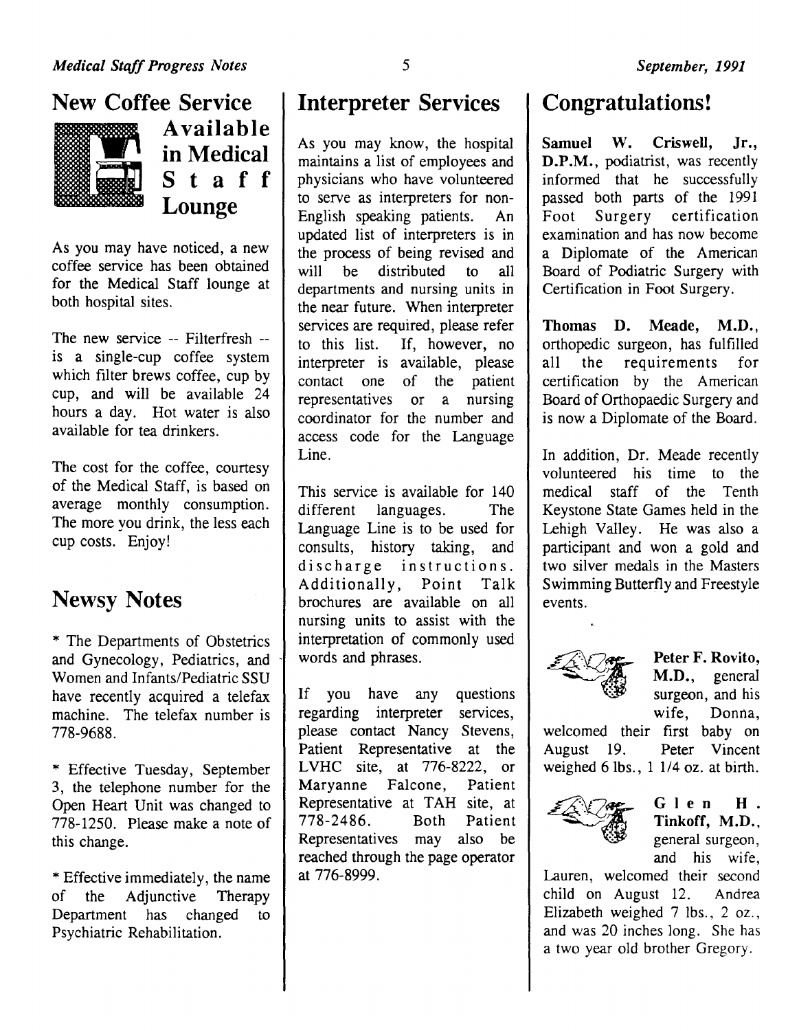## New Coffee Service Available in Medical Staff Lounge

As you may have noticed, a new coffee service has been obtained for the Medical Staff lounge at both hospital sites.

The new service -- Filterfresh -- is a single-cup coffee system which filter brews coffee, cup by cup, and will be available 24 hours a day. Hot water is also available for tea drinkers.

The cost for the coffee, courtesy of the Medical Staff, is based on average monthly consumption. The more you drink, the less each cup costs. Enjoy!

## Newsy Notes

* The Departments of Obstetrics and Gynecology, Pediatrics, and Women and Infants/Pediatric SSU have recently acquired a telefax machine. The telefax number is 778-9688.

* Effective Tuesday, September 3, the telephone number for the Open Heart Unit was changed to 778-1250. Please make a note of this change.

* Effective immediately, the name of the Adjunctive Therapy Department has changed to Psychiatric Rehabilitation.

## Interpreter Services

As you may know, the hospital maintains a list of employees and physicians who have volunteered to serve as interpreters for non-English speaking patients. An updated list of interpreters is in the process of being revised and will be distributed to all departments and nursing units in the near future. When interpreter services are required, please refer to this list. If, however, no interpreter is available, please contact one of the patient representatives or a nursing coordinator for the number and access code for the Language Line.

This service is available for 140 different languages. The Language Line is to be used for consults, history taking, and discharge instructions. Additionally, Point Talk brochures are available on all nursing units to assist with the interpretation of commonly used words and phrases.

If you have any questions regarding interpreter services, please contact Nancy Stevens, Patient Representative at the LVHC site, at 776-8222, or Maryanne Falcone, Patient Representative at TAH site, at 778-2486. Both Patient Representatives may also be reached through the page operator at 776-8999.

## Congratulations!

**Samuel W. Criswell, Jr., D.P.M.**, podiatrist, was recently informed that he successfully passed both parts of the 1991 Foot Surgery certification examination and has now become a Diplomate of the American Board of Podiatric Surgery with Certification in Foot Surgery.

**Thomas D. Meade, M.D.**, orthopedic surgeon, has fulfilled all the requirements for certification by the American Board of Orthopaedic Surgery and is now a Diplomate of the Board.

In addition, Dr. Meade recently volunteered his time to the medical staff of the Tenth Keystone State Games held in the Lehigh Valley. He was also a participant and won a gold and two silver medals in the Masters Swimming Butterfly and Freestyle events.

**Peter F. Rovito, M.D.**, general surgeon, and his wife, Donna, welcomed their first baby on August 19. Peter Vincent weighed 6 lbs., 1 1/4 oz. at birth.

**Glen H. Tinkoff, M.D.**, general surgeon, and his wife, Lauren, welcomed their second child on August 12. Andrea Elizabeth weighed 7 lbs., 2 oz., and was 20 inches long. She has a two year old brother Gregory.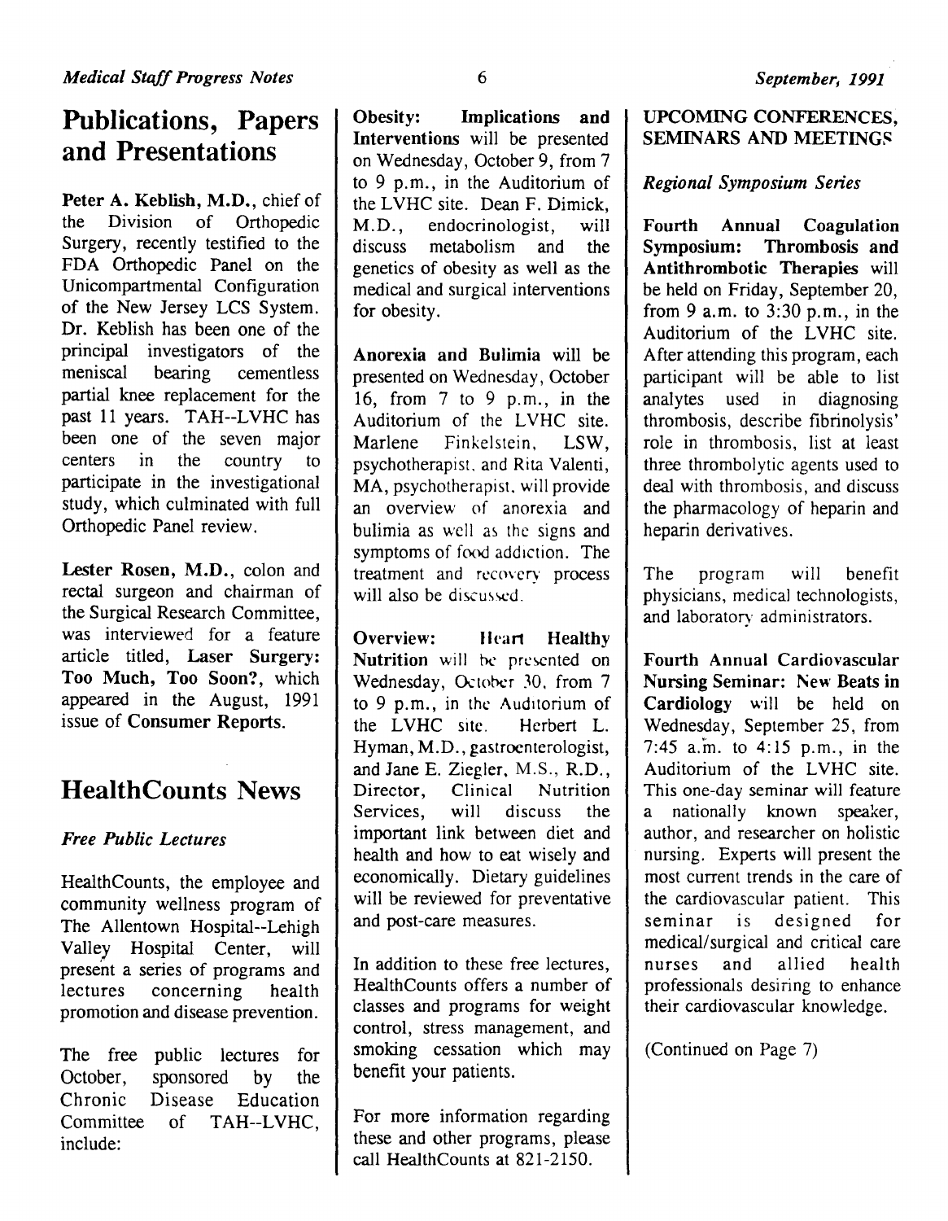## Publications, Papers and Presentations

**Peter A. Keblish, M.D.**, chief of the Division of Orthopedic Surgery, recently testified to the FDA Orthopedic Panel on the Unicompartmental Configuration of the New Jersey LCS System. Dr. Keblish has been one of the principal investigators of the meniscal bearing cementless partial knee replacement for the past 11 years. TAH--LVHC has been one of the seven major centers in the country to participate in the investigational study, which culminated with full Orthopedic Panel review.

**Lester Rosen, M.D.**, colon and rectal surgeon and chairman of the Surgical Research Committee, was interviewed for a feature article titled, **Laser Surgery: Too Much, Too Soon?**, which appeared in the August, 1991 issue of **Consumer Reports**.

## HealthCounts News

*Free Public Lectures*

HealthCounts, the employee and community wellness program of The Allentown Hospital--Lehigh Valley Hospital Center, will present a series of programs and lectures concerning health promotion and disease prevention.

The free public lectures for October, sponsored by the Chronic Disease Education Committee of TAH--LVHC, include:

**Obesity: Implications and Interventions** will be presented on Wednesday, October 9, from 7 to 9 p.m., in the Auditorium of the LVHC site. Dean F. Dimick, M.D., endocrinologist, will discuss metabolism and the genetics of obesity as well as the medical and surgical interventions for obesity.

**Anorexia and Bulimia** will be presented on Wednesday, October 16, from 7 to 9 p.m., in the Auditorium of the LVHC site. Marlene Finkelstein, LSW, psychotherapist, and Rita Valenti, MA, psychotherapist, will provide an overview of anorexia and bulimia as well as the signs and symptoms of food addiction. The treatment and recovery process will also be discussed.

**Overview: Heart Healthy Nutrition** will be presented on Wednesday, October 30, from 7 to 9 p.m., in the Auditorium of the LVHC site. Herbert L. Hyman, M.D., gastroenterologist, and Jane E. Ziegler, M.S., R.D., Director, Clinical Nutrition Services, will discuss the important link between diet and health and how to eat wisely and economically. Dietary guidelines will be reviewed for preventative and post-care measures.

In addition to these free lectures, HealthCounts offers a number of classes and programs for weight control, stress management, and smoking cessation which may benefit your patients.

For more information regarding these and other programs, please call HealthCounts at 821-2150.

## UPCOMING CONFERENCES, SEMINARS AND MEETINGS

*Regional Symposium Series*

**Fourth Annual Coagulation Symposium: Thrombosis and Antithrombotic Therapies** will be held on Friday, September 20, from 9 a.m. to 3:30 p.m., in the Auditorium of the LVHC site. After attending this program, each participant will be able to list analytes used in diagnosing thrombosis, describe fibrinolysis' role in thrombosis, list at least three thrombolytic agents used to deal with thrombosis, and discuss the pharmacology of heparin and heparin derivatives.

The program will benefit physicians, medical technologists, and laboratory administrators.

**Fourth Annual Cardiovascular Nursing Seminar: New Beats in Cardiology** will be held on Wednesday, September 25, from 7:45 a.m. to 4:15 p.m., in the Auditorium of the LVHC site. This one-day seminar will feature a nationally known speaker, author, and researcher on holistic nursing. Experts will present the most current trends in the care of the cardiovascular patient. This seminar is designed for medical/surgical and critical care nurses and allied health professionals desiring to enhance their cardiovascular knowledge.

(Continued on Page 7)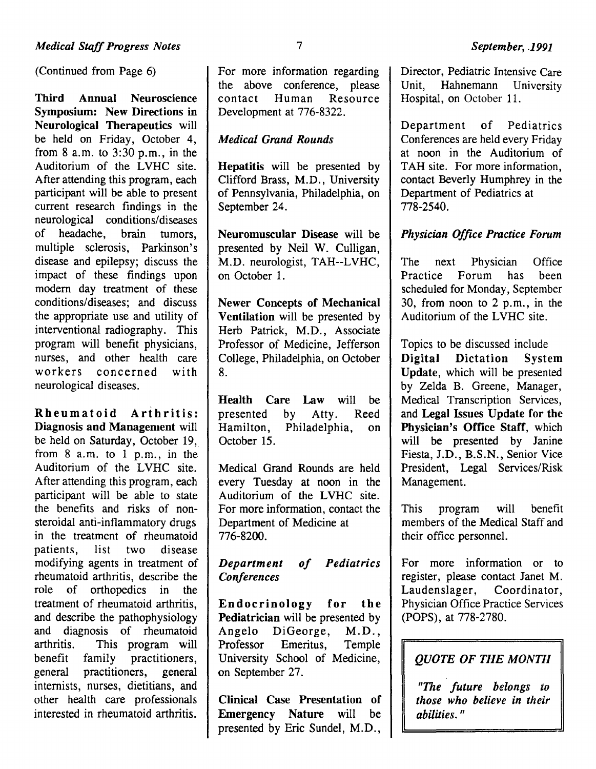(Continued from Page 6)

**Third Annual Neuroscience Symposium: New Directions in Neurological Therapeutics** will be held on Friday, October 4, from 8 a.m. to 3:30 p.m., in the Auditorium of the LVHC site. After attending this program, each participant will be able to present current research findings in the neurological conditions/diseases of headache, brain tumors, multiple sclerosis, Parkinson's disease and epilepsy; discuss the impact of these findings upon modern day treatment of these conditions/diseases; and discuss the appropriate use and utility of interventional radiography. This program will benefit physicians, nurses, and other health care workers concerned with neurological diseases.

**Rheumatoid Arthritis: Diagnosis and Management** will be held on Saturday, October 19, from 8 a.m. to 1 p.m., in the Auditorium of the LVHC site. After attending this program, each participant will be able to state the benefits and risks of non-steroidal anti-inflammatory drugs in the treatment of rheumatoid patients, list two disease modifying agents in treatment of rheumatoid arthritis, describe the role of orthopedics in the treatment of rheumatoid arthritis, and describe the pathophysiology and diagnosis of rheumatoid arthritis. This program will benefit family practitioners, general practitioners, general internists, nurses, dietitians, and other health care professionals interested in rheumatoid arthritis.

For more information regarding the above conference, please contact Human Resource Development at 776-8322.

### *Medical Grand Rounds*

**Hepatitis** will be presented by Clifford Brass, M.D., University of Pennsylvania, Philadelphia, on September 24.

**Neuromuscular Disease** will be presented by Neil W. Culligan, M.D. neurologist, TAH--LVHC, on October 1.

**Newer Concepts of Mechanical Ventilation** will be presented by Herb Patrick, M.D., Associate Professor of Medicine, Jefferson College, Philadelphia, on October 8.

**Health Care Law** will be presented by Atty. Reed Hamilton, Philadelphia, on October 15.

Medical Grand Rounds are held every Tuesday at noon in the Auditorium of the LVHC site. For more information, contact the Department of Medicine at 776-8200.

### *Department of Pediatrics Conferences*

**Endocrinology for the Pediatrician** will be presented by Angelo DiGeorge, M.D., Professor Emeritus, Temple University School of Medicine, on September 27.

**Clinical Case Presentation of Emergency Nature** will be presented by Eric Sundel, M.D., Director, Pediatric Intensive Care Unit, Hahnemann University Hospital, on October 11.

Department of Pediatrics Conferences are held every Friday at noon in the Auditorium of TAH site. For more information, contact Beverly Humphrey in the Department of Pediatrics at 778-2540.

### *Physician Office Practice Forum*

The next Physician Office Practice Forum has been scheduled for Monday, September 30, from noon to 2 p.m., in the Auditorium of the LVHC site.

Topics to be discussed include **Digital Dictation System Update**, which will be presented by Zelda B. Greene, Manager, Medical Transcription Services, and **Legal Issues Update for the Physician's Office Staff**, which will be presented by Janine Fiesta, J.D., B.S.N., Senior Vice President, Legal Services/Risk Management.

This program will benefit members of the Medical Staff and their office personnel.

For more information or to register, please contact Janet M. Laudenslager, Coordinator, Physician Office Practice Services (POPS), at 778-2780.

### *QUOTE OF THE MONTH*

*"The future belongs to those who believe in their abilities."*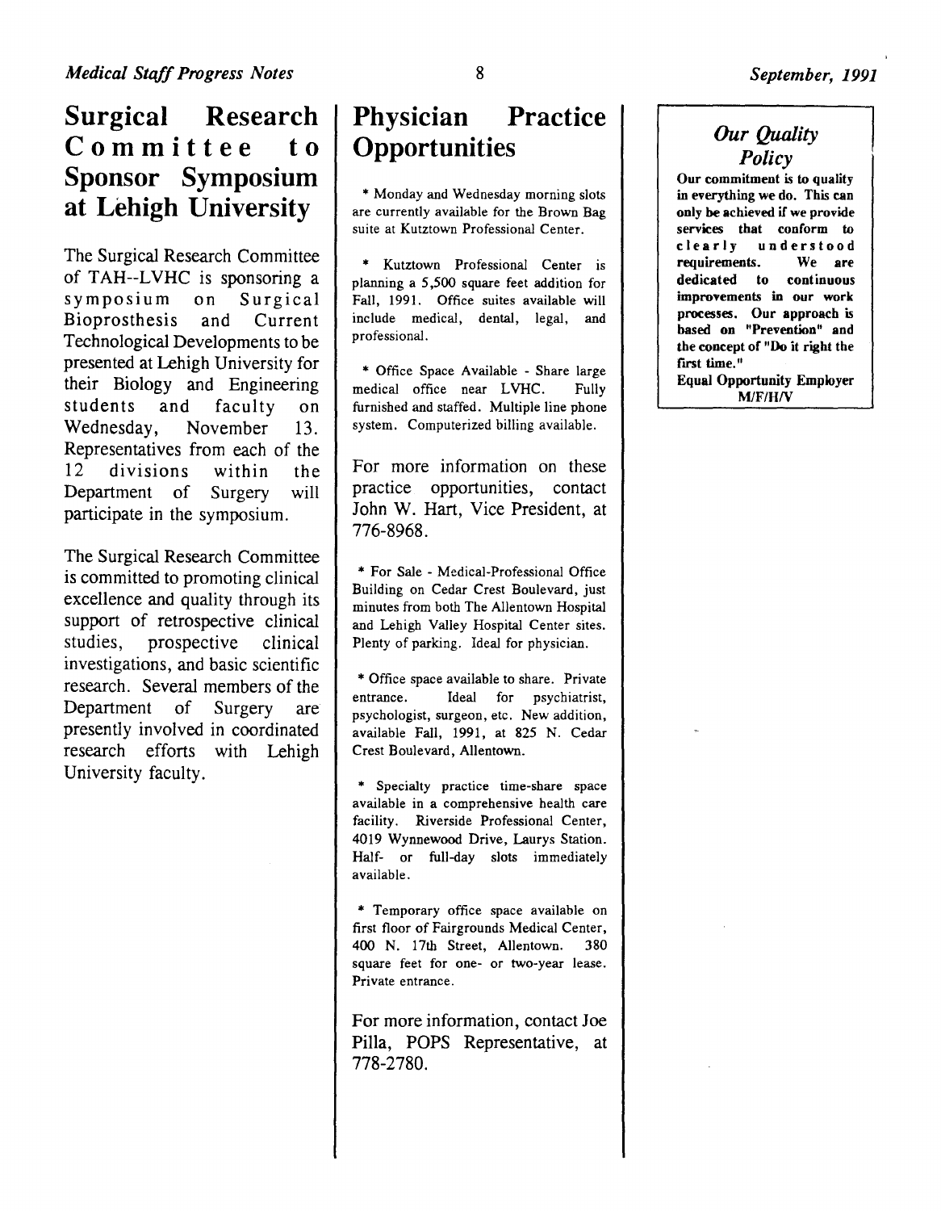## Surgical Research Committee to Sponsor Symposium at Lehigh University

The Surgical Research Committee of TAH--LVHC is sponsoring a symposium on Surgical Bioprosthesis and Current Technological Developments to be presented at Lehigh University for their Biology and Engineering students and faculty on Wednesday, November 13. Representatives from each of the 12 divisions within the Department of Surgery will participate in the symposium.

The Surgical Research Committee is committed to promoting clinical excellence and quality through its support of retrospective clinical studies, prospective clinical investigations, and basic scientific research. Several members of the Department of Surgery are presently involved in coordinated research efforts with Lehigh University faculty.

## Physician Practice Opportunities

* Monday and Wednesday morning slots are currently available for the Brown Bag suite at Kutztown Professional Center.

* Kutztown Professional Center is planning a 5,500 square feet addition for Fall, 1991. Office suites available will include medical, dental, legal, and professional.

* Office Space Available - Share large medical office near LVHC. Fully furnished and staffed. Multiple line phone system. Computerized billing available.

For more information on these practice opportunities, contact John W. Hart, Vice President, at 776-8968.

* For Sale - Medical-Professional Office Building on Cedar Crest Boulevard, just minutes from both The Allentown Hospital and Lehigh Valley Hospital Center sites. Plenty of parking. Ideal for physician.

* Office space available to share. Private entrance. Ideal for psychiatrist, psychologist, surgeon, etc. New addition, available Fall, 1991, at 825 N. Cedar Crest Boulevard, Allentown.

* Specialty practice time-share space available in a comprehensive health care facility. Riverside Professional Center, 4019 Wynnewood Drive, Laurys Station. Half- or full-day slots immediately available.

* Temporary office space available on first floor of Fairgrounds Medical Center, 400 N. 17th Street, Allentown. 380 square feet for one- or two-year lease. Private entrance.

For more information, contact Joe Pilla, POPS Representative, at 778-2780.

### *Our Quality Policy*

**Our commitment is to quality in everything we do. This can only be achieved if we provide services that conform to clearly understood requirements. We are dedicated to continuous improvements in our work processes. Our approach is based on "Prevention" and the concept of "Do it right the first time."**

**Equal Opportunity Employer M/F/H/V**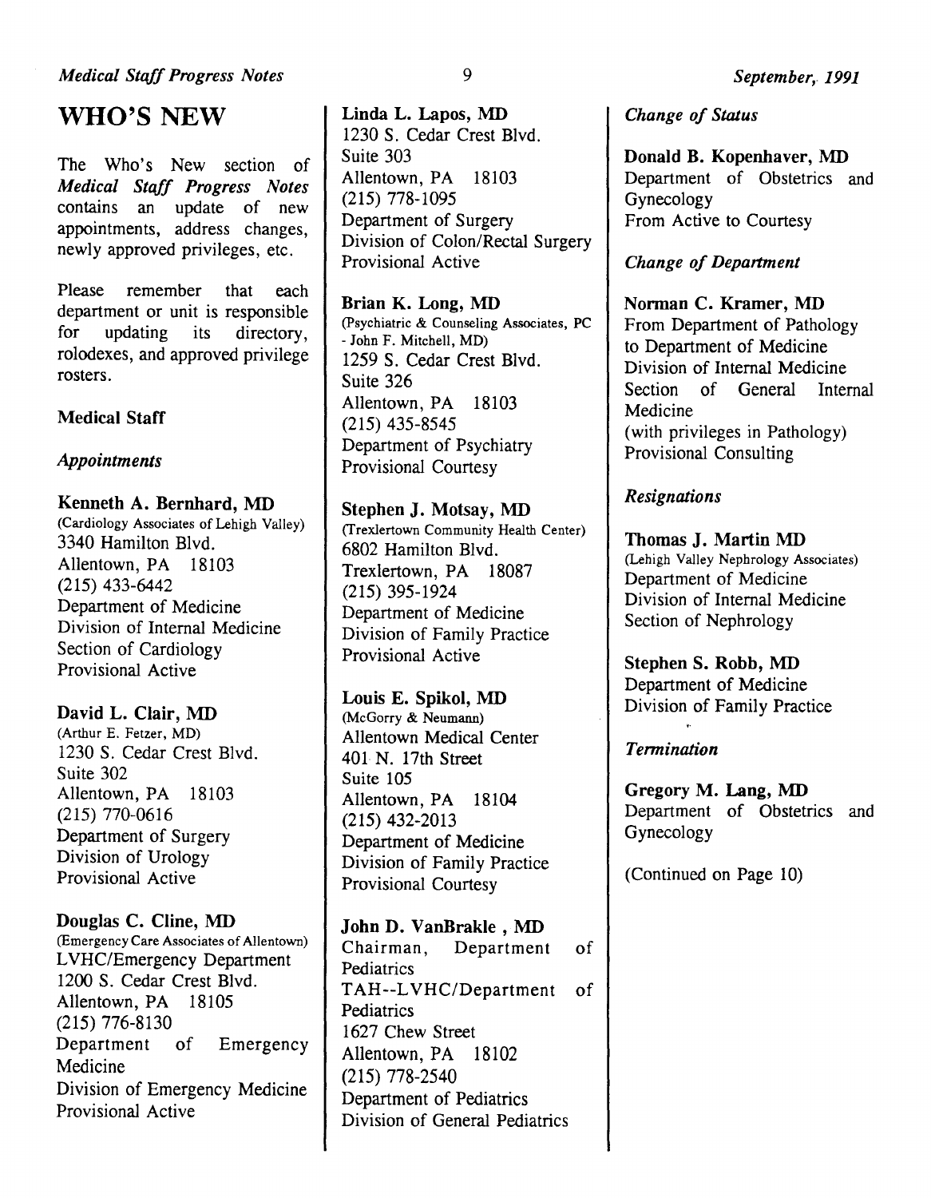# WHO'S NEW

The Who's New section of *Medical Staff Progress Notes* contains an update of new appointments, address changes, newly approved privileges, etc.

Please remember that each department or unit is responsible for updating its directory, rolodexes, and approved privilege rosters.

### Medical Staff

#### *Appointments*

**Kenneth A. Bernhard, MD**
(Cardiology Associates of Lehigh Valley)
3340 Hamilton Blvd.
Allentown, PA 18103
(215) 433-6442
Department of Medicine
Division of Internal Medicine
Section of Cardiology
Provisional Active

**David L. Clair, MD**
(Arthur E. Fetzer, MD)
1230 S. Cedar Crest Blvd.
Suite 302
Allentown, PA 18103
(215) 770-0616
Department of Surgery
Division of Urology
Provisional Active

**Douglas C. Cline, MD**
(Emergency Care Associates of Allentown)
LVHC/Emergency Department
1200 S. Cedar Crest Blvd.
Allentown, PA 18105
(215) 776-8130
Department of Emergency Medicine
Division of Emergency Medicine
Provisional Active

**Linda L. Lapos, MD**
1230 S. Cedar Crest Blvd.
Suite 303
Allentown, PA 18103
(215) 778-1095
Department of Surgery
Division of Colon/Rectal Surgery
Provisional Active

**Brian K. Long, MD**
(Psychiatric & Counseling Associates, PC - John F. Mitchell, MD)
1259 S. Cedar Crest Blvd.
Suite 326
Allentown, PA 18103
(215) 435-8545
Department of Psychiatry
Provisional Courtesy

**Stephen J. Motsay, MD**
(Trexlertown Community Health Center)
6802 Hamilton Blvd.
Trexlertown, PA 18087
(215) 395-1924
Department of Medicine
Division of Family Practice
Provisional Active

**Louis E. Spikol, MD**
(McGorry & Neumann)
Allentown Medical Center
401 N. 17th Street
Suite 105
Allentown, PA 18104
(215) 432-2013
Department of Medicine
Division of Family Practice
Provisional Courtesy

**John D. VanBrakle , MD**
Chairman, Department of Pediatrics
TAH--LVHC/Department of Pediatrics
1627 Chew Street
Allentown, PA 18102
(215) 778-2540
Department of Pediatrics
Division of General Pediatrics

#### *Change of Status*

**Donald B. Kopenhaver, MD**
Department of Obstetrics and Gynecology
From Active to Courtesy

#### *Change of Department*

**Norman C. Kramer, MD**
From Department of Pathology to Department of Medicine
Division of Internal Medicine
Section of General Internal Medicine
(with privileges in Pathology)
Provisional Consulting

#### *Resignations*

**Thomas J. Martin MD**
(Lehigh Valley Nephrology Associates)
Department of Medicine
Division of Internal Medicine
Section of Nephrology

**Stephen S. Robb, MD**
Department of Medicine
Division of Family Practice

#### *Termination*

**Gregory M. Lang, MD**
Department of Obstetrics and Gynecology

(Continued on Page 10)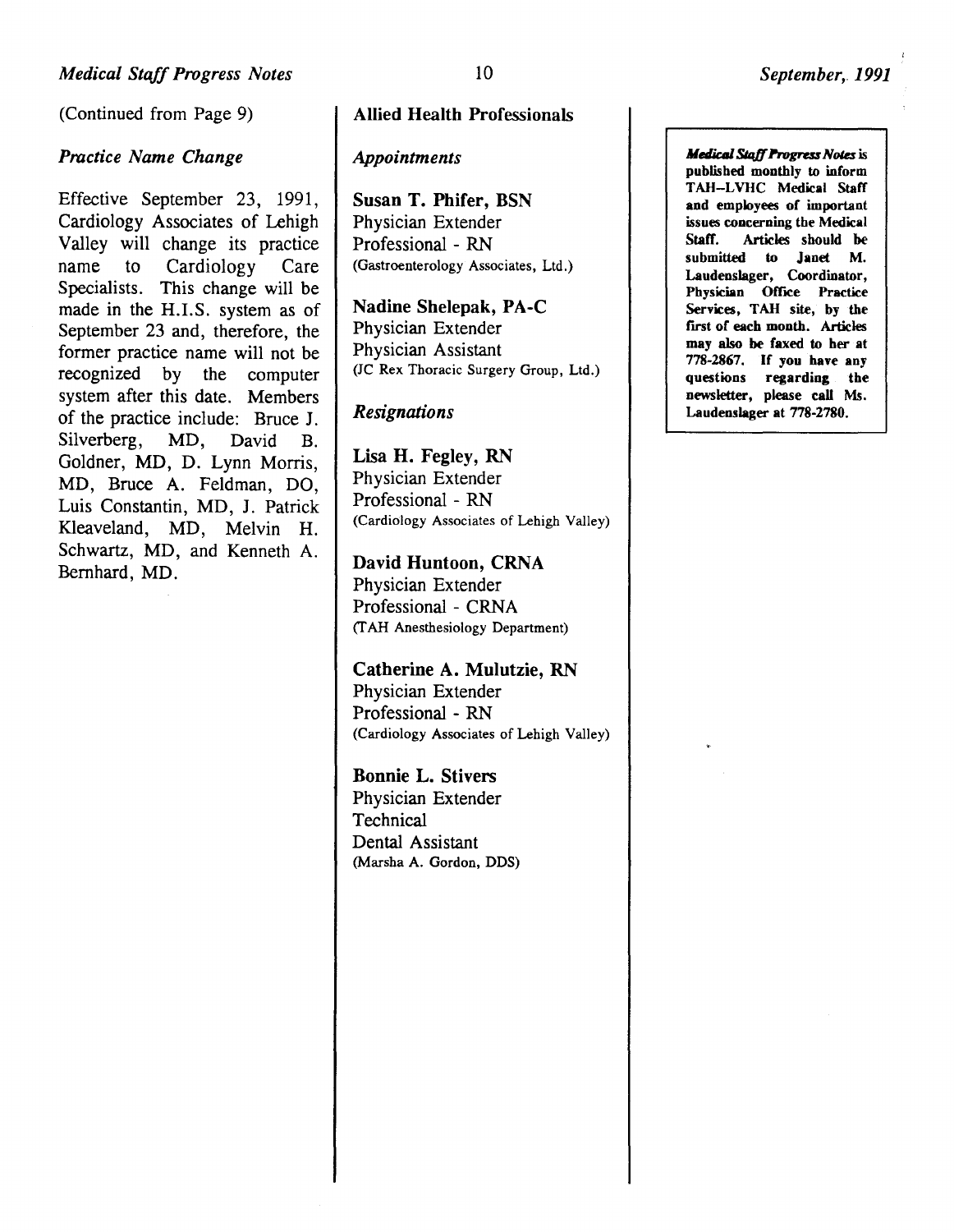(Continued from Page 9)

### *Practice Name Change*

Effective September 23, 1991, Cardiology Associates of Lehigh Valley will change its practice name to Cardiology Care Specialists. This change will be made in the H.I.S. system as of September 23 and, therefore, the former practice name will not be recognized by the computer system after this date. Members of the practice include: Bruce J. Silverberg, MD, David B. Goldner, MD, D. Lynn Morris, MD, Bruce A. Feldman, DO, Luis Constantin, MD, J. Patrick Kleaveland, MD, Melvin H. Schwartz, MD, and Kenneth A. Bernhard, MD.

## Allied Health Professionals

### *Appointments*

**Susan T. Phifer, BSN**
Physician Extender
Professional - RN
(Gastroenterology Associates, Ltd.)

**Nadine Shelepak, PA-C**
Physician Extender
Physician Assistant
(JC Rex Thoracic Surgery Group, Ltd.)

### *Resignations*

**Lisa H. Fegley, RN**
Physician Extender
Professional - RN
(Cardiology Associates of Lehigh Valley)

**David Huntoon, CRNA**
Physician Extender
Professional - CRNA
(TAH Anesthesiology Department)

**Catherine A. Mulutzie, RN**
Physician Extender
Professional - RN
(Cardiology Associates of Lehigh Valley)

**Bonnie L. Stivers**
Physician Extender
Technical
Dental Assistant
(Marsha A. Gordon, DDS)

***Medical Staff Progress Notes*** **is published monthly to inform TAH–LVHC Medical Staff and employees of important issues concerning the Medical Staff. Articles should be submitted to Janet M. Laudenslager, Coordinator, Physician Office Practice Services, TAH site, by the first of each month. Articles may also be faxed to her at 778-2867. If you have any questions regarding the newsletter, please call Ms. Laudenslager at 778-2780.**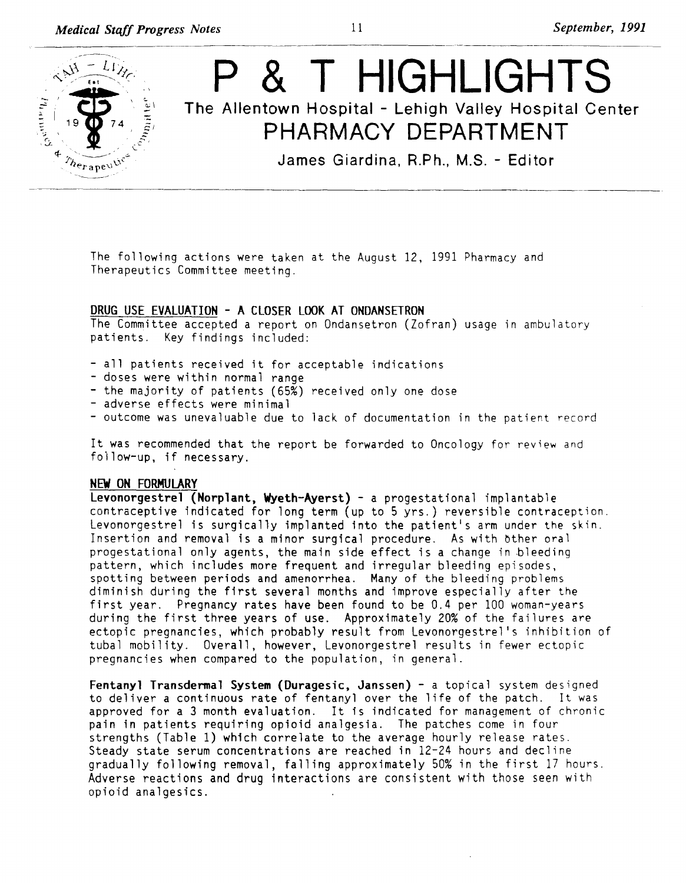# P & T HIGHLIGHTS

## The Allentown Hospital - Lehigh Valley Hospital Center
## PHARMACY DEPARTMENT

**James Giardina, R.Ph., M.S. - Editor**

The following actions were taken at the August 12, 1991 Pharmacy and Therapeutics Committee meeting.

### DRUG USE EVALUATION - A CLOSER LOOK AT ONDANSETRON

The Committee accepted a report on Ondansetron (Zofran) usage in ambulatory patients. Key findings included:

- all patients received it for acceptable indications
- doses were within normal range
- the majority of patients (65%) received only one dose
- adverse effects were minimal
- outcome was unevaluable due to lack of documentation in the patient record

It was recommended that the report be forwarded to Oncology for review and follow-up, if necessary.

### NEW ON FORMULARY

**Levonorgestrel (Norplant, Wyeth-Ayerst)** - a progestational implantable contraceptive indicated for long term (up to 5 yrs.) reversible contraception. Levonorgestrel is surgically implanted into the patient's arm under the skin. Insertion and removal is a minor surgical procedure. As with other oral progestational only agents, the main side effect is a change in bleeding pattern, which includes more frequent and irregular bleeding episodes, spotting between periods and amenorrhea. Many of the bleeding problems diminish during the first several months and improve especially after the first year. Pregnancy rates have been found to be 0.4 per 100 woman-years during the first three years of use. Approximately 20% of the failures are ectopic pregnancies, which probably result from Levonorgestrel's inhibition of tubal mobility. Overall, however, Levonorgestrel results in fewer ectopic pregnancies when compared to the population, in general.

**Fentanyl Transdermal System (Duragesic, Janssen)** - a topical system designed to deliver a continuous rate of fentanyl over the life of the patch. It was approved for a 3 month evaluation. It is indicated for management of chronic pain in patients requiring opioid analgesia. The patches come in four strengths (Table 1) which correlate to the average hourly release rates. Steady state serum concentrations are reached in 12-24 hours and decline gradually following removal, falling approximately 50% in the first 17 hours. Adverse reactions and drug interactions are consistent with those seen with opioid analgesics.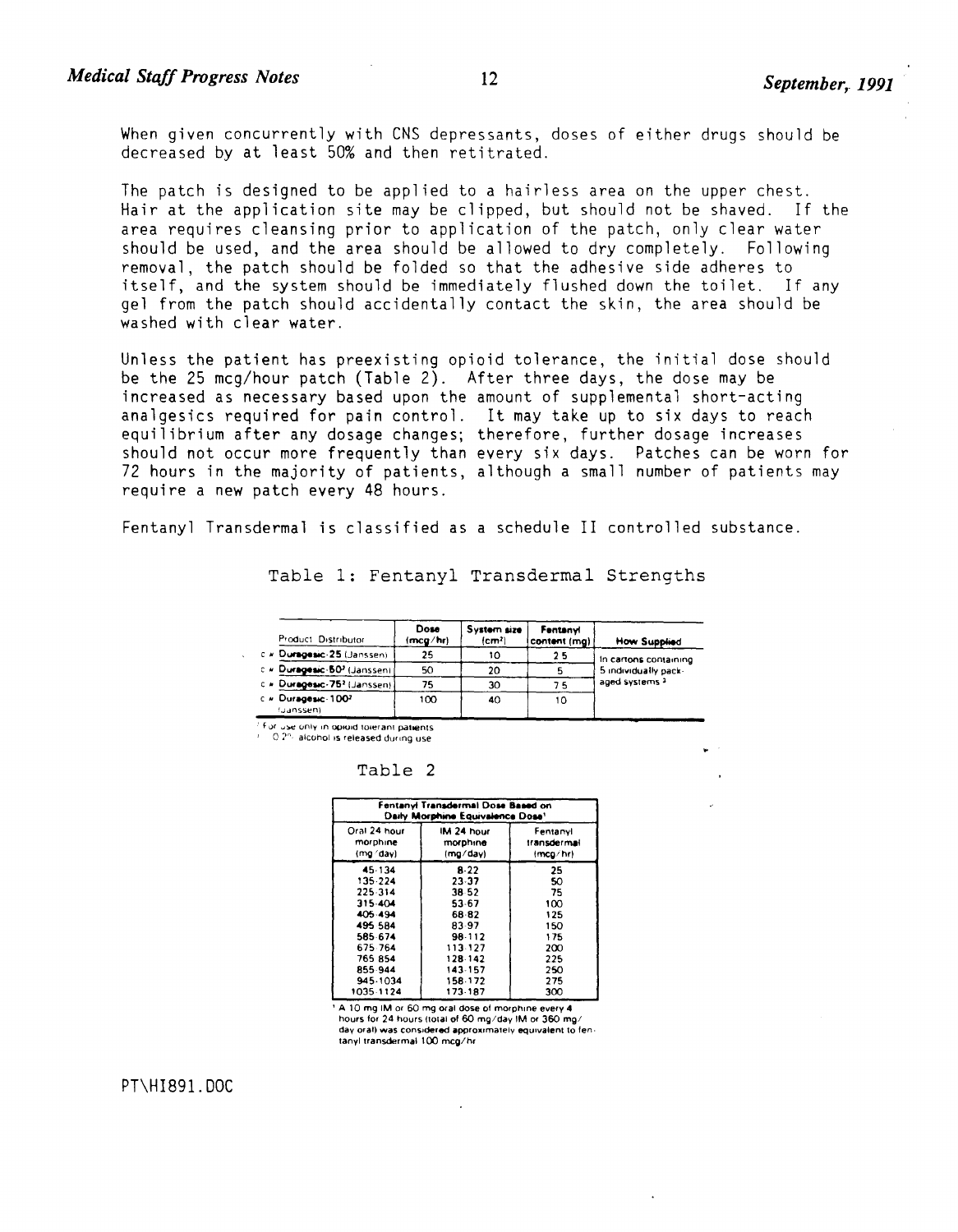When given concurrently with CNS depressants, doses of either drugs should be decreased by at least 50% and then retitrated.

The patch is designed to be applied to a hairless area on the upper chest. Hair at the application site may be clipped, but should not be shaved. If the area requires cleansing prior to application of the patch, only clear water should be used, and the area should be allowed to dry completely. Following removal, the patch should be folded so that the adhesive side adheres to itself, and the system should be immediately flushed down the toilet. If any gel from the patch should accidentally contact the skin, the area should be washed with clear water.

Unless the patient has preexisting opioid tolerance, the initial dose should be the 25 mcg/hour patch (Table 2). After three days, the dose may be increased as necessary based upon the amount of supplemental short-acting analgesics required for pain control. It may take up to six days to reach equilibrium after any dosage changes; therefore, further dosage increases should not occur more frequently than every six days. Patches can be worn for 72 hours in the majority of patients, although a small number of patients may require a new patch every 48 hours.

Fentanyl Transdermal is classified as a schedule II controlled substance.

Table 1: Fentanyl Transdermal Strengths

| Product Distributor | Dose (mcg/hr) | System size (cm²) | Fentanyl content (mg) | How Supplied |
|---|---|---|---|---|
| c ж Duragesic-25 (Janssen) | 25 | 10 | 2.5 | In cartons containing 5 individually packaged systems [2] |
| c ж Duragesic-50[1] (Janssen) | 50 | 20 | 5 | |
| c ж Duragesic-75[1] (Janssen) | 75 | 30 | 7.5 | |
| c ж Duragesic-100[1] (Janssen) | 100 | 40 | 10 | |

[1] For use only in opioid tolerant patients
[2] 0.2% alcohol is released during use

Table 2

| Fentanyl Transdermal Dose Based on Daily Morphine Equivalence Dose[1] | | |
|---|---|---|
| Oral 24 hour morphine (mg/day) | IM 24 hour morphine (mg/day) | Fentanyl transdermal (mcg/hr) |
| 45-134 | 8-22 | 25 |
| 135-224 | 23-37 | 50 |
| 225-314 | 38-52 | 75 |
| 315-404 | 53-67 | 100 |
| 405-494 | 68-82 | 125 |
| 495-584 | 83-97 | 150 |
| 585-674 | 98-112 | 175 |
| 675-764 | 113-127 | 200 |
| 765-854 | 128-142 | 225 |
| 855-944 | 143-157 | 250 |
| 945-1034 | 158-172 | 275 |
| 1035-1124 | 173-187 | 300 |

[1] A 10 mg IM or 60 mg oral dose of morphine every 4 hours for 24 hours (total of 60 mg/day IM or 360 mg/day oral) was considered approximately equivalent to fentanyl transdermal 100 mcg/hr

PT\HI891.DOC